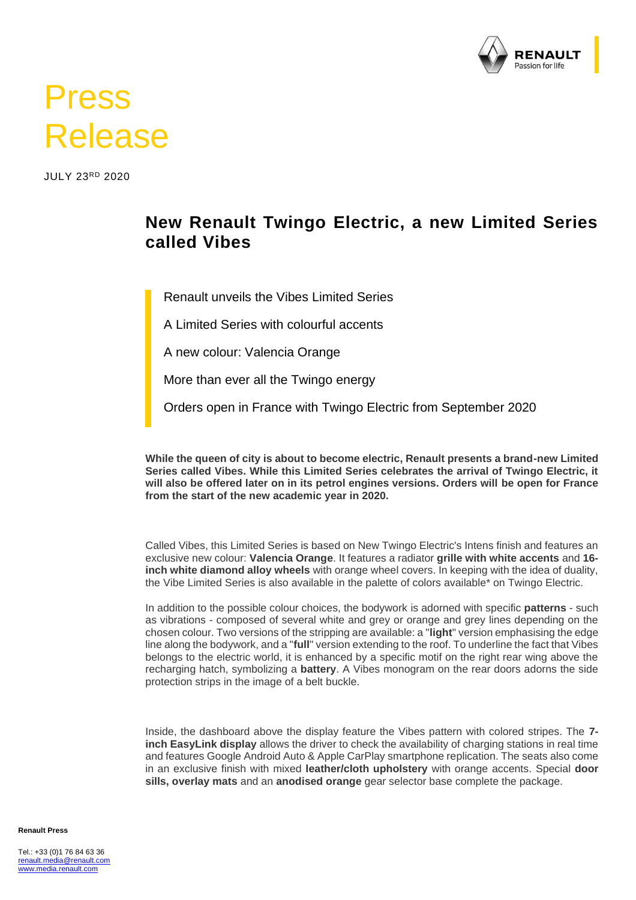# Press Release

JULY 23RD 2020

## New Renault Twingo Electric, a new Limited Series called Vibes

- Renault unveils the Vibes Limited Series
- A Limited Series with colourful accents
- A new colour: Valencia Orange
- More than ever all the Twingo energy
- Orders open in France with Twingo Electric from September 2020

**While the queen of city is about to become electric, Renault presents a brand-new Limited Series called Vibes. While this Limited Series celebrates the arrival of Twingo Electric, it will also be offered later on in its petrol engines versions. Orders will be open for France from the start of the new academic year in 2020.**

Called Vibes, this Limited Series is based on New Twingo Electric's Intens finish and features an exclusive new colour: **Valencia Orange**. It features a radiator **grille with white accents** and **16-inch white diamond alloy wheels** with orange wheel covers. In keeping with the idea of duality, the Vibe Limited Series is also available in the palette of colors available* on Twingo Electric.

In addition to the possible colour choices, the bodywork is adorned with specific **patterns** - such as vibrations - composed of several white and grey or orange and grey lines depending on the chosen colour. Two versions of the stripping are available: a "**light**" version emphasising the edge line along the bodywork, and a "**full**" version extending to the roof. To underline the fact that Vibes belongs to the electric world, it is enhanced by a specific motif on the right rear wing above the recharging hatch, symbolizing a **battery**. A Vibes monogram on the rear doors adorns the side protection strips in the image of a belt buckle.

Inside, the dashboard above the display feature the Vibes pattern with colored stripes. The **7-inch EasyLink display** allows the driver to check the availability of charging stations in real time and features Google Android Auto & Apple CarPlay smartphone replication. The seats also come in an exclusive finish with mixed **leather/cloth upholstery** with orange accents. Special **door sills, overlay mats** and an **anodised orange** gear selector base complete the package.

**Renault Press**

Tel.: +33 (0)1 76 84 63 36
renault.media@renault.com
www.media.renault.com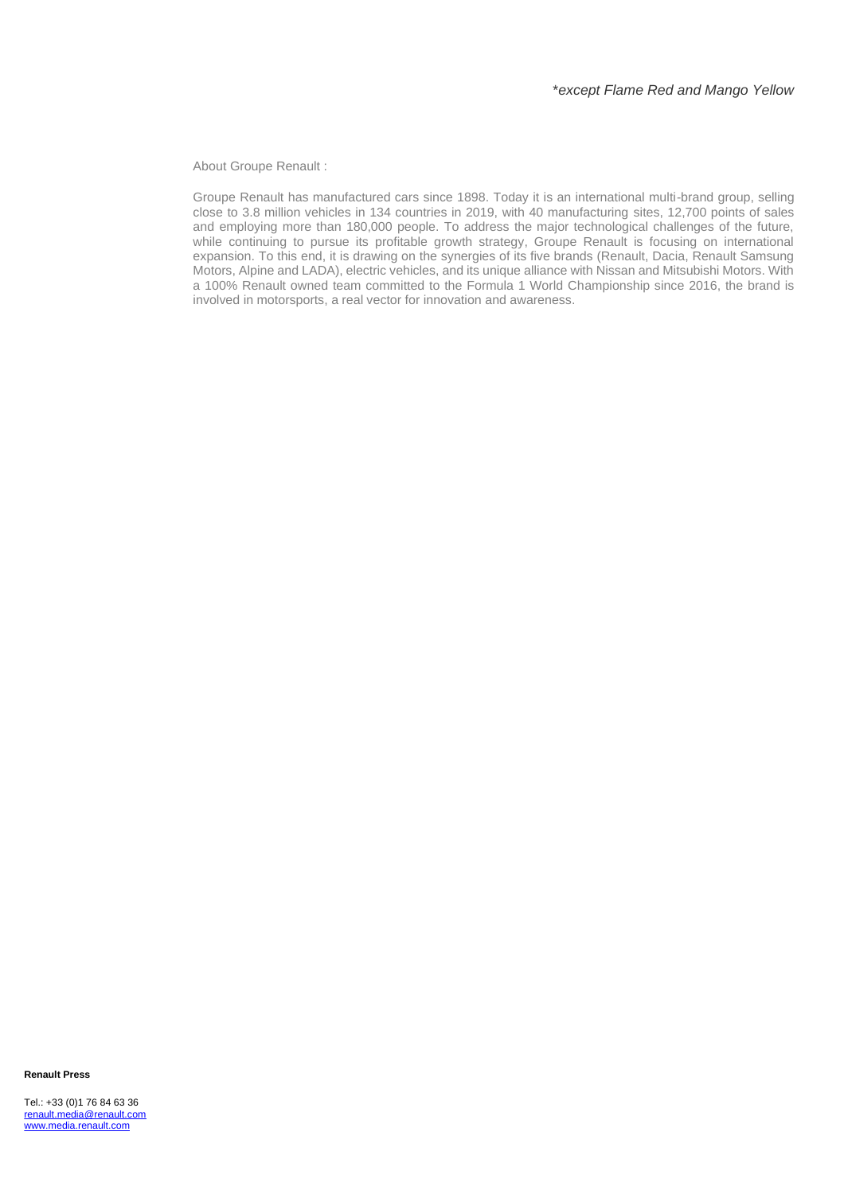*\*except Flame Red and Mango Yellow*

About Groupe Renault :

Groupe Renault has manufactured cars since 1898. Today it is an international multi-brand group, selling close to 3.8 million vehicles in 134 countries in 2019, with 40 manufacturing sites, 12,700 points of sales and employing more than 180,000 people. To address the major technological challenges of the future, while continuing to pursue its profitable growth strategy, Groupe Renault is focusing on international expansion. To this end, it is drawing on the synergies of its five brands (Renault, Dacia, Renault Samsung Motors, Alpine and LADA), electric vehicles, and its unique alliance with Nissan and Mitsubishi Motors. With a 100% Renault owned team committed to the Formula 1 World Championship since 2016, the brand is involved in motorsports, a real vector for innovation and awareness.

**Renault Press**

Tel.: +33 (0)1 76 84 63 36
[renault.media@renault.com](mailto:renault.media@renault.com)
[www.media.renault.com](http://www.media.renault.com)